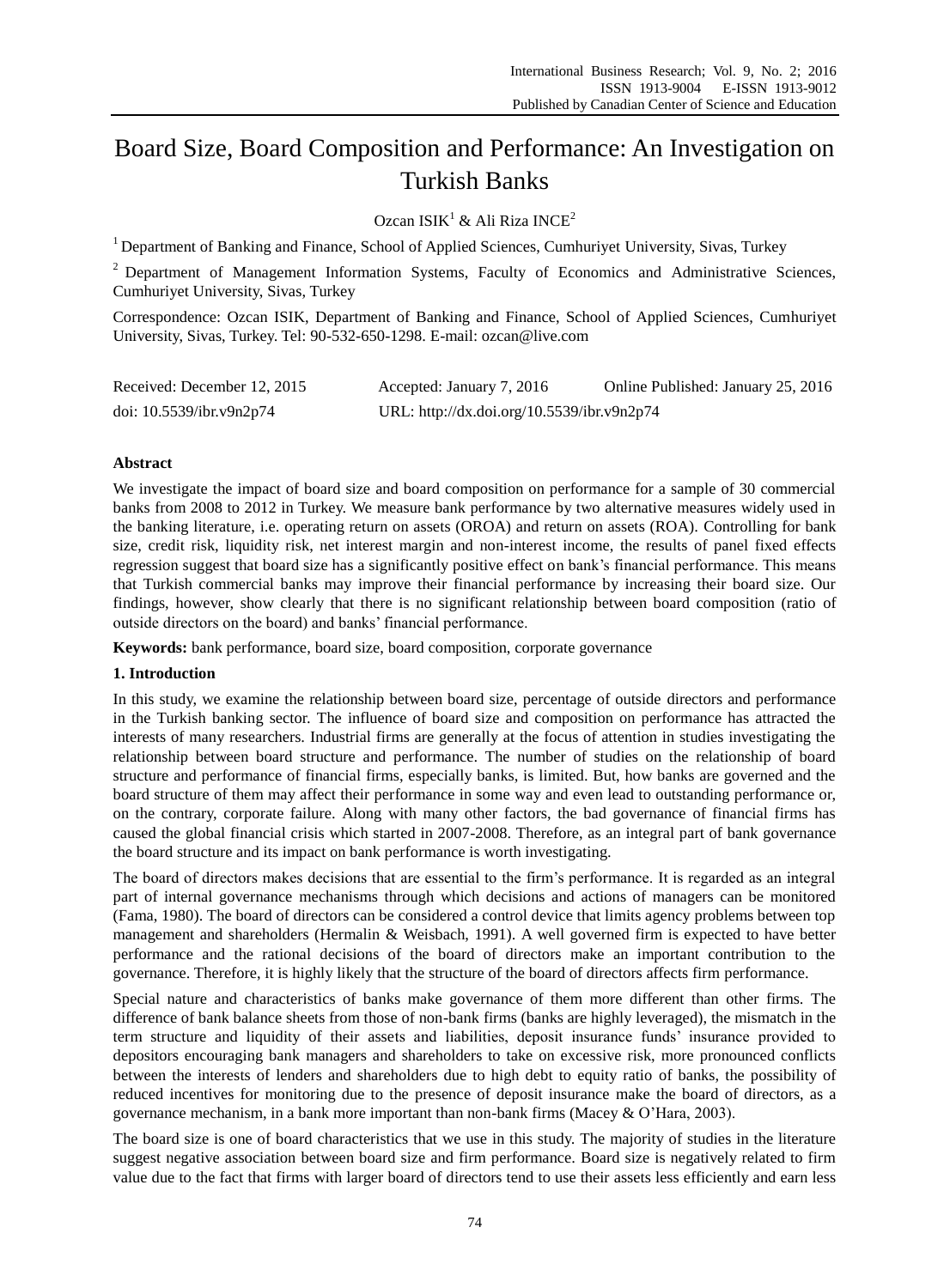# Board Size, Board Composition and Performance: An Investigation on Turkish Banks

Ozcan ISIK[1] & Ali Riza INCE[2]

[1] Department of Banking and Finance, School of Applied Sciences, Cumhuriyet University, Sivas, Turkey

[2] Department of Management Information Systems, Faculty of Economics and Administrative Sciences, Cumhuriyet University, Sivas, Turkey

Correspondence: Ozcan ISIK, Department of Banking and Finance, School of Applied Sciences, Cumhuriyet University, Sivas, Turkey. Tel: 90-532-650-1298. E-mail: ozcan@live.com

| Received: December 12, 2015 | Accepted: January 7, 2016 | Online Published: January 25, 2016 |
|---|---|---|
| doi: 10.5539/ibr.v9n2p74 | URL: http://dx.doi.org/10.5539/ibr.v9n2p74 | |

## Abstract

We investigate the impact of board size and board composition on performance for a sample of 30 commercial banks from 2008 to 2012 in Turkey. We measure bank performance by two alternative measures widely used in the banking literature, i.e. operating return on assets (OROA) and return on assets (ROA). Controlling for bank size, credit risk, liquidity risk, net interest margin and non-interest income, the results of panel fixed effects regression suggest that board size has a significantly positive effect on bank's financial performance. This means that Turkish commercial banks may improve their financial performance by increasing their board size. Our findings, however, show clearly that there is no significant relationship between board composition (ratio of outside directors on the board) and banks' financial performance.

**Keywords:** bank performance, board size, board composition, corporate governance

## 1. Introduction

In this study, we examine the relationship between board size, percentage of outside directors and performance in the Turkish banking sector. The influence of board size and composition on performance has attracted the interests of many researchers. Industrial firms are generally at the focus of attention in studies investigating the relationship between board structure and performance. The number of studies on the relationship of board structure and performance of financial firms, especially banks, is limited. But, how banks are governed and the board structure of them may affect their performance in some way and even lead to outstanding performance or, on the contrary, corporate failure. Along with many other factors, the bad governance of financial firms has caused the global financial crisis which started in 2007-2008. Therefore, as an integral part of bank governance the board structure and its impact on bank performance is worth investigating.

The board of directors makes decisions that are essential to the firm's performance. It is regarded as an integral part of internal governance mechanisms through which decisions and actions of managers can be monitored (Fama, 1980). The board of directors can be considered a control device that limits agency problems between top management and shareholders (Hermalin & Weisbach, 1991). A well governed firm is expected to have better performance and the rational decisions of the board of directors make an important contribution to the governance. Therefore, it is highly likely that the structure of the board of directors affects firm performance.

Special nature and characteristics of banks make governance of them more different than other firms. The difference of bank balance sheets from those of non-bank firms (banks are highly leveraged), the mismatch in the term structure and liquidity of their assets and liabilities, deposit insurance funds' insurance provided to depositors encouraging bank managers and shareholders to take on excessive risk, more pronounced conflicts between the interests of lenders and shareholders due to high debt to equity ratio of banks, the possibility of reduced incentives for monitoring due to the presence of deposit insurance make the board of directors, as a governance mechanism, in a bank more important than non-bank firms (Macey & O'Hara, 2003).

The board size is one of board characteristics that we use in this study. The majority of studies in the literature suggest negative association between board size and firm performance. Board size is negatively related to firm value due to the fact that firms with larger board of directors tend to use their assets less efficiently and earn less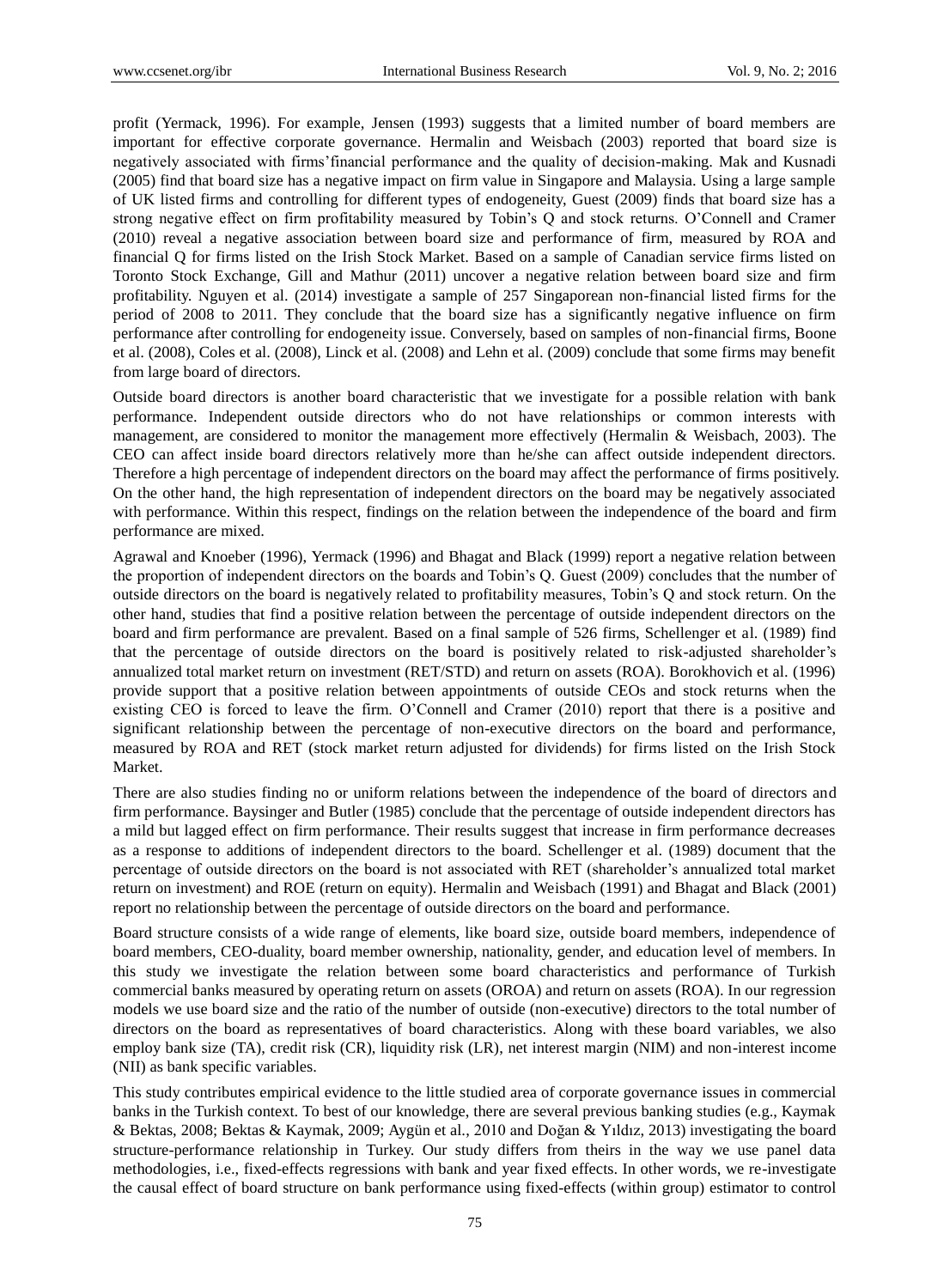profit (Yermack, 1996). For example, Jensen (1993) suggests that a limited number of board members are important for effective corporate governance. Hermalin and Weisbach (2003) reported that board size is negatively associated with firms'financial performance and the quality of decision-making. Mak and Kusnadi (2005) find that board size has a negative impact on firm value in Singapore and Malaysia. Using a large sample of UK listed firms and controlling for different types of endogeneity, Guest (2009) finds that board size has a strong negative effect on firm profitability measured by Tobin's Q and stock returns. O'Connell and Cramer (2010) reveal a negative association between board size and performance of firm, measured by ROA and financial Q for firms listed on the Irish Stock Market. Based on a sample of Canadian service firms listed on Toronto Stock Exchange, Gill and Mathur (2011) uncover a negative relation between board size and firm profitability. Nguyen et al. (2014) investigate a sample of 257 Singaporean non-financial listed firms for the period of 2008 to 2011. They conclude that the board size has a significantly negative influence on firm performance after controlling for endogeneity issue. Conversely, based on samples of non-financial firms, Boone et al. (2008), Coles et al. (2008), Linck et al. (2008) and Lehn et al. (2009) conclude that some firms may benefit from large board of directors.

Outside board directors is another board characteristic that we investigate for a possible relation with bank performance. Independent outside directors who do not have relationships or common interests with management, are considered to monitor the management more effectively (Hermalin & Weisbach, 2003). The CEO can affect inside board directors relatively more than he/she can affect outside independent directors. Therefore a high percentage of independent directors on the board may affect the performance of firms positively. On the other hand, the high representation of independent directors on the board may be negatively associated with performance. Within this respect, findings on the relation between the independence of the board and firm performance are mixed.

Agrawal and Knoeber (1996), Yermack (1996) and Bhagat and Black (1999) report a negative relation between the proportion of independent directors on the boards and Tobin's Q. Guest (2009) concludes that the number of outside directors on the board is negatively related to profitability measures, Tobin's Q and stock return. On the other hand, studies that find a positive relation between the percentage of outside independent directors on the board and firm performance are prevalent. Based on a final sample of 526 firms, Schellenger et al. (1989) find that the percentage of outside directors on the board is positively related to risk-adjusted shareholder's annualized total market return on investment (RET/STD) and return on assets (ROA). Borokhovich et al. (1996) provide support that a positive relation between appointments of outside CEOs and stock returns when the existing CEO is forced to leave the firm. O'Connell and Cramer (2010) report that there is a positive and significant relationship between the percentage of non-executive directors on the board and performance, measured by ROA and RET (stock market return adjusted for dividends) for firms listed on the Irish Stock Market.

There are also studies finding no or uniform relations between the independence of the board of directors and firm performance. Baysinger and Butler (1985) conclude that the percentage of outside independent directors has a mild but lagged effect on firm performance. Their results suggest that increase in firm performance decreases as a response to additions of independent directors to the board. Schellenger et al. (1989) document that the percentage of outside directors on the board is not associated with RET (shareholder's annualized total market return on investment) and ROE (return on equity). Hermalin and Weisbach (1991) and Bhagat and Black (2001) report no relationship between the percentage of outside directors on the board and performance.

Board structure consists of a wide range of elements, like board size, outside board members, independence of board members, CEO-duality, board member ownership, nationality, gender, and education level of members. In this study we investigate the relation between some board characteristics and performance of Turkish commercial banks measured by operating return on assets (OROA) and return on assets (ROA). In our regression models we use board size and the ratio of the number of outside (non-executive) directors to the total number of directors on the board as representatives of board characteristics. Along with these board variables, we also employ bank size (TA), credit risk (CR), liquidity risk (LR), net interest margin (NIM) and non-interest income (NII) as bank specific variables.

This study contributes empirical evidence to the little studied area of corporate governance issues in commercial banks in the Turkish context. To best of our knowledge, there are several previous banking studies (e.g., Kaymak & Bektas, 2008; Bektas & Kaymak, 2009; Aygün et al., 2010 and Doğan & Yıldız, 2013) investigating the board structure-performance relationship in Turkey. Our study differs from theirs in the way we use panel data methodologies, i.e., fixed-effects regressions with bank and year fixed effects. In other words, we re-investigate the causal effect of board structure on bank performance using fixed-effects (within group) estimator to control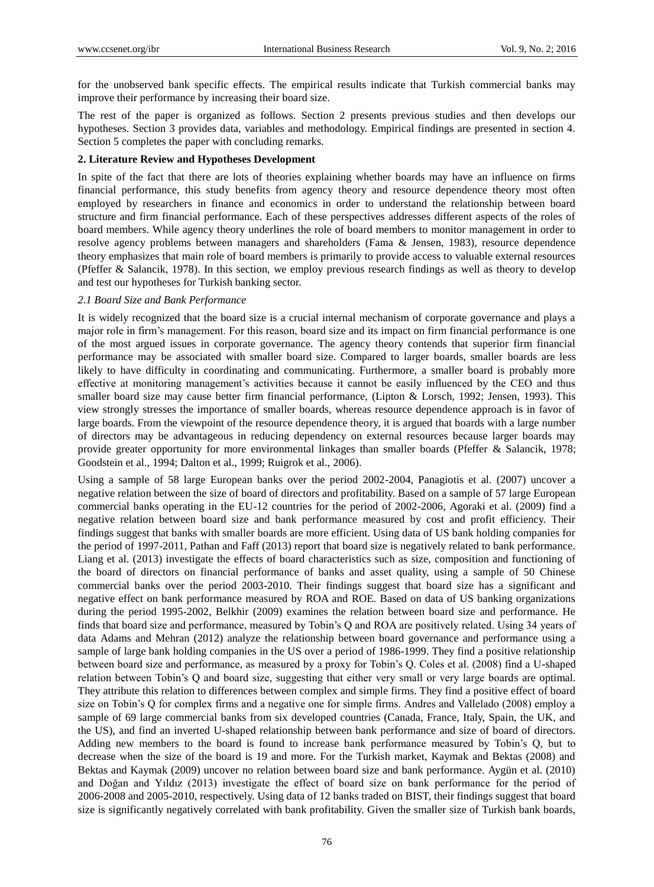for the unobserved bank specific effects. The empirical results indicate that Turkish commercial banks may improve their performance by increasing their board size.

The rest of the paper is organized as follows. Section 2 presents previous studies and then develops our hypotheses. Section 3 provides data, variables and methodology. Empirical findings are presented in section 4. Section 5 completes the paper with concluding remarks.

## 2. Literature Review and Hypotheses Development

In spite of the fact that there are lots of theories explaining whether boards may have an influence on firms financial performance, this study benefits from agency theory and resource dependence theory most often employed by researchers in finance and economics in order to understand the relationship between board structure and firm financial performance. Each of these perspectives addresses different aspects of the roles of board members. While agency theory underlines the role of board members to monitor management in order to resolve agency problems between managers and shareholders (Fama & Jensen, 1983), resource dependence theory emphasizes that main role of board members is primarily to provide access to valuable external resources (Pfeffer & Salancik, 1978). In this section, we employ previous research findings as well as theory to develop and test our hypotheses for Turkish banking sector.

### *2.1 Board Size and Bank Performance*

It is widely recognized that the board size is a crucial internal mechanism of corporate governance and plays a major role in firm's management. For this reason, board size and its impact on firm financial performance is one of the most argued issues in corporate governance. The agency theory contends that superior firm financial performance may be associated with smaller board size. Compared to larger boards, smaller boards are less likely to have difficulty in coordinating and communicating. Furthermore, a smaller board is probably more effective at monitoring management's activities because it cannot be easily influenced by the CEO and thus smaller board size may cause better firm financial performance, (Lipton & Lorsch, 1992; Jensen, 1993). This view strongly stresses the importance of smaller boards, whereas resource dependence approach is in favor of large boards. From the viewpoint of the resource dependence theory, it is argued that boards with a large number of directors may be advantageous in reducing dependency on external resources because larger boards may provide greater opportunity for more environmental linkages than smaller boards (Pfeffer & Salancik, 1978; Goodstein et al., 1994; Dalton et al., 1999; Ruigrok et al., 2006).

Using a sample of 58 large European banks over the period 2002-2004, Panagiotis et al. (2007) uncover a negative relation between the size of board of directors and profitability. Based on a sample of 57 large European commercial banks operating in the EU-12 countries for the period of 2002-2006, Agoraki et al. (2009) find a negative relation between board size and bank performance measured by cost and profit efficiency. Their findings suggest that banks with smaller boards are more efficient. Using data of US bank holding companies for the period of 1997-2011, Pathan and Faff (2013) report that board size is negatively related to bank performance. Liang et al. (2013) investigate the effects of board characteristics such as size, composition and functioning of the board of directors on financial performance of banks and asset quality, using a sample of 50 Chinese commercial banks over the period 2003-2010. Their findings suggest that board size has a significant and negative effect on bank performance measured by ROA and ROE. Based on data of US banking organizations during the period 1995-2002, Belkhir (2009) examines the relation between board size and performance. He finds that board size and performance, measured by Tobin's Q and ROA are positively related. Using 34 years of data Adams and Mehran (2012) analyze the relationship between board governance and performance using a sample of large bank holding companies in the US over a period of 1986-1999. They find a positive relationship between board size and performance, as measured by a proxy for Tobin's Q. Coles et al. (2008) find a U-shaped relation between Tobin's Q and board size, suggesting that either very small or very large boards are optimal. They attribute this relation to differences between complex and simple firms. They find a positive effect of board size on Tobin's Q for complex firms and a negative one for simple firms. Andres and Vallelado (2008) employ a sample of 69 large commercial banks from six developed countries (Canada, France, Italy, Spain, the UK, and the US), and find an inverted U-shaped relationship between bank performance and size of board of directors. Adding new members to the board is found to increase bank performance measured by Tobin's Q, but to decrease when the size of the board is 19 and more. For the Turkish market, Kaymak and Bektas (2008) and Bektas and Kaymak (2009) uncover no relation between board size and bank performance. Aygün et al. (2010) and Doğan and Yıldız (2013) investigate the effect of board size on bank performance for the period of 2006-2008 and 2005-2010, respectively. Using data of 12 banks traded on BIST, their findings suggest that board size is significantly negatively correlated with bank profitability. Given the smaller size of Turkish bank boards,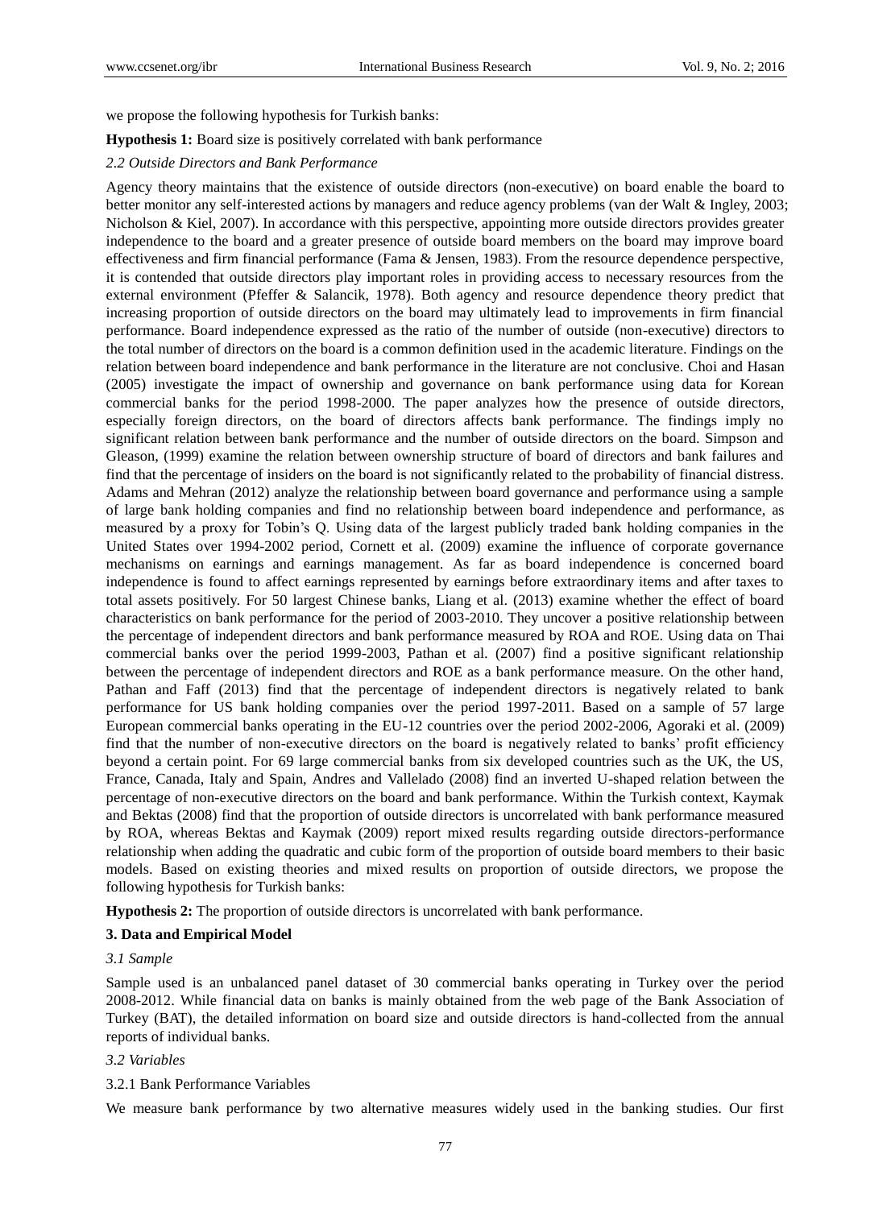we propose the following hypothesis for Turkish banks:

**Hypothesis 1:** Board size is positively correlated with bank performance

### *2.2 Outside Directors and Bank Performance*

Agency theory maintains that the existence of outside directors (non-executive) on board enable the board to better monitor any self-interested actions by managers and reduce agency problems (van der Walt & Ingley, 2003; Nicholson & Kiel, 2007). In accordance with this perspective, appointing more outside directors provides greater independence to the board and a greater presence of outside board members on the board may improve board effectiveness and firm financial performance (Fama & Jensen, 1983). From the resource dependence perspective, it is contended that outside directors play important roles in providing access to necessary resources from the external environment (Pfeffer & Salancik, 1978). Both agency and resource dependence theory predict that increasing proportion of outside directors on the board may ultimately lead to improvements in firm financial performance. Board independence expressed as the ratio of the number of outside (non-executive) directors to the total number of directors on the board is a common definition used in the academic literature. Findings on the relation between board independence and bank performance in the literature are not conclusive. Choi and Hasan (2005) investigate the impact of ownership and governance on bank performance using data for Korean commercial banks for the period 1998-2000. The paper analyzes how the presence of outside directors, especially foreign directors, on the board of directors affects bank performance. The findings imply no significant relation between bank performance and the number of outside directors on the board. Simpson and Gleason, (1999) examine the relation between ownership structure of board of directors and bank failures and find that the percentage of insiders on the board is not significantly related to the probability of financial distress. Adams and Mehran (2012) analyze the relationship between board governance and performance using a sample of large bank holding companies and find no relationship between board independence and performance, as measured by a proxy for Tobin's Q. Using data of the largest publicly traded bank holding companies in the United States over 1994-2002 period, Cornett et al. (2009) examine the influence of corporate governance mechanisms on earnings and earnings management. As far as board independence is concerned board independence is found to affect earnings represented by earnings before extraordinary items and after taxes to total assets positively. For 50 largest Chinese banks, Liang et al. (2013) examine whether the effect of board characteristics on bank performance for the period of 2003-2010. They uncover a positive relationship between the percentage of independent directors and bank performance measured by ROA and ROE. Using data on Thai commercial banks over the period 1999-2003, Pathan et al. (2007) find a positive significant relationship between the percentage of independent directors and ROE as a bank performance measure. On the other hand, Pathan and Faff (2013) find that the percentage of independent directors is negatively related to bank performance for US bank holding companies over the period 1997-2011. Based on a sample of 57 large European commercial banks operating in the EU-12 countries over the period 2002-2006, Agoraki et al. (2009) find that the number of non-executive directors on the board is negatively related to banks' profit efficiency beyond a certain point. For 69 large commercial banks from six developed countries such as the UK, the US, France, Canada, Italy and Spain, Andres and Vallelado (2008) find an inverted U-shaped relation between the percentage of non-executive directors on the board and bank performance. Within the Turkish context, Kaymak and Bektas (2008) find that the proportion of outside directors is uncorrelated with bank performance measured by ROA, whereas Bektas and Kaymak (2009) report mixed results regarding outside directors-performance relationship when adding the quadratic and cubic form of the proportion of outside board members to their basic models. Based on existing theories and mixed results on proportion of outside directors, we propose the following hypothesis for Turkish banks:

**Hypothesis 2:** The proportion of outside directors is uncorrelated with bank performance.

## 3. Data and Empirical Model

### *3.1 Sample*

Sample used is an unbalanced panel dataset of 30 commercial banks operating in Turkey over the period 2008-2012. While financial data on banks is mainly obtained from the web page of the Bank Association of Turkey (BAT), the detailed information on board size and outside directors is hand-collected from the annual reports of individual banks.

### *3.2 Variables*

#### 3.2.1 Bank Performance Variables

We measure bank performance by two alternative measures widely used in the banking studies. Our first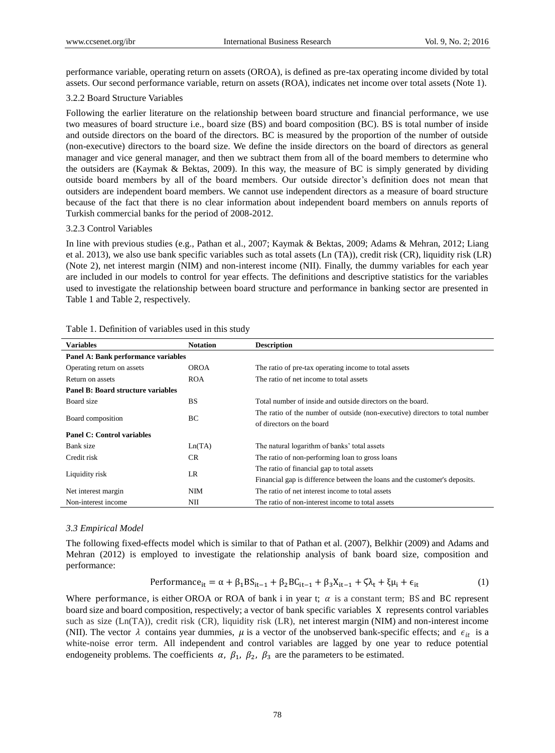performance variable, operating return on assets (OROA), is defined as pre-tax operating income divided by total assets. Our second performance variable, return on assets (ROA), indicates net income over total assets (Note 1).

#### 3.2.2 Board Structure Variables

Following the earlier literature on the relationship between board structure and financial performance, we use two measures of board structure i.e., board size (BS) and board composition (BC). BS is total number of inside and outside directors on the board of the directors. BC is measured by the proportion of the number of outside (non-executive) directors to the board size. We define the inside directors on the board of directors as general manager and vice general manager, and then we subtract them from all of the board members to determine who the outsiders are (Kaymak & Bektas, 2009). In this way, the measure of BC is simply generated by dividing outside board members by all of the board members. Our outside director's definition does not mean that outsiders are independent board members. We cannot use independent directors as a measure of board structure because of the fact that there is no clear information about independent board members on annuls reports of Turkish commercial banks for the period of 2008-2012.

#### 3.2.3 Control Variables

In line with previous studies (e.g., Pathan et al., 2007; Kaymak & Bektas, 2009; Adams & Mehran, 2012; Liang et al. 2013), we also use bank specific variables such as total assets (Ln (TA)), credit risk (CR), liquidity risk (LR) (Note 2), net interest margin (NIM) and non-interest income (NII). Finally, the dummy variables for each year are included in our models to control for year effects. The definitions and descriptive statistics for the variables used to investigate the relationship between board structure and performance in banking sector are presented in Table 1 and Table 2, respectively.

Table 1. Definition of variables used in this study

| Variables | Notation | Description |
|---|---|---|
| **Panel A: Bank performance variables** | | |
| Operating return on assets | OROA | The ratio of pre-tax operating income to total assets |
| Return on assets | ROA | The ratio of net income to total assets |
| **Panel B: Board structure variables** | | |
| Board size | BS | Total number of inside and outside directors on the board. |
| Board composition | BC | The ratio of the number of outside (non-executive) directors to total number of directors on the board |
| **Panel C: Control variables** | | |
| Bank size | Ln(TA) | The natural logarithm of banks' total assets |
| Credit risk | CR | The ratio of non-performing loan to gross loans |
| Liquidity risk | LR | The ratio of financial gap to total assets<br>Financial gap is difference between the loans and the customer's deposits. |
| Net interest margin | NIM | The ratio of net interest income to total assets |
| Non-interest income | NII | The ratio of non-interest income to total assets |

### 3.3 Empirical Model

The following fixed-effects model which is similar to that of Pathan et al. (2007), Belkhir (2009) and Adams and Mehran (2012) is employed to investigate the relationship analysis of bank board size, composition and performance:

$$\text{Performance}_{it} = \alpha + \beta_1 BS_{it-1} + \beta_2 BC_{it-1} + \beta_3 X_{it-1} + \zeta\lambda_t + \xi\mu_i + \epsilon_{it} \tag{1}$$

Where performance, is either OROA or ROA of bank i in year t; $\alpha$ is a constant term; BS and BC represent board size and board composition, respectively; a vector of bank specific variables X represents control variables such as size (Ln(TA)), credit risk (CR), liquidity risk (LR), net interest margin (NIM) and non-interest income (NII). The vector $\lambda$ contains year dummies, $\mu$ is a vector of the unobserved bank-specific effects; and $\epsilon_{it}$ is a white-noise error term. All independent and control variables are lagged by one year to reduce potential endogeneity problems. The coefficients $\alpha$, $\beta_1$, $\beta_2$, $\beta_3$ are the parameters to be estimated.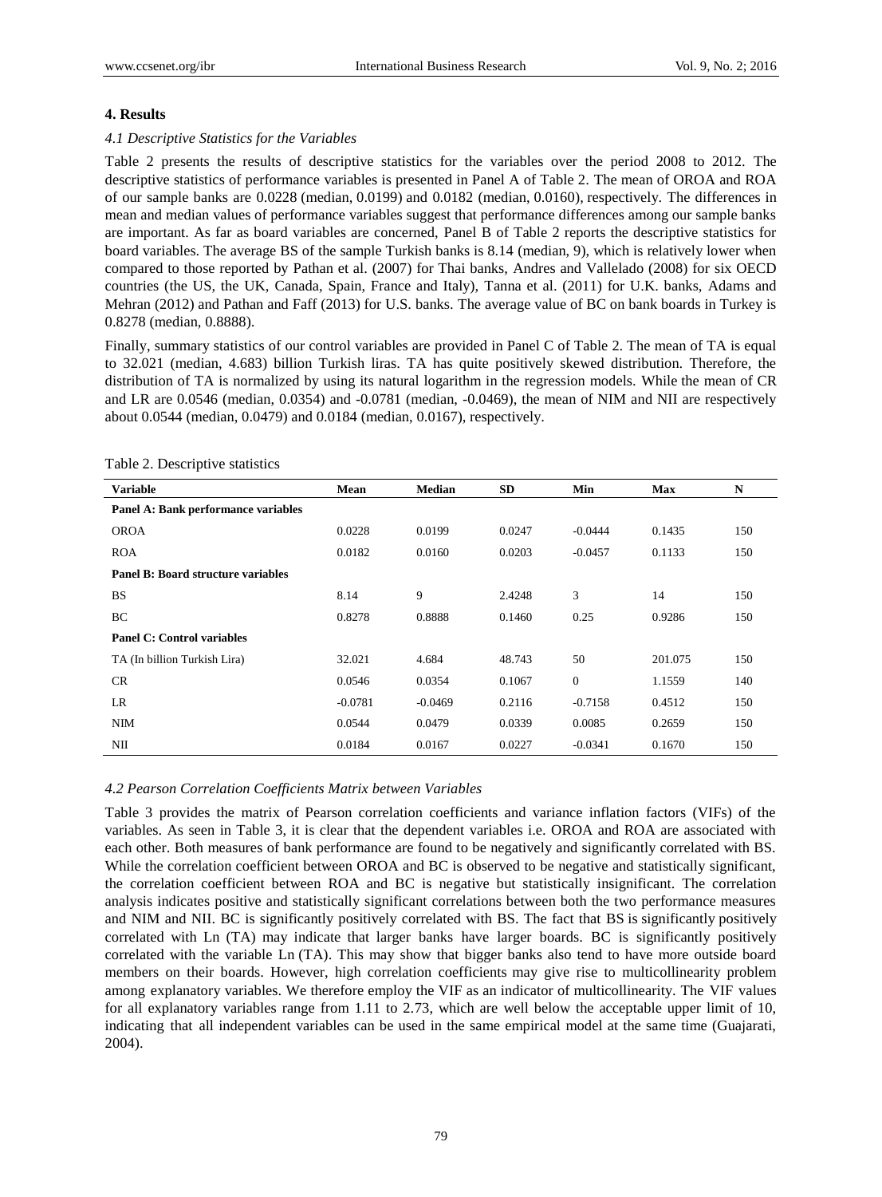## 4. Results

### *4.1 Descriptive Statistics for the Variables*

Table 2 presents the results of descriptive statistics for the variables over the period 2008 to 2012. The descriptive statistics of performance variables is presented in Panel A of Table 2. The mean of OROA and ROA of our sample banks are 0.0228 (median, 0.0199) and 0.0182 (median, 0.0160), respectively. The differences in mean and median values of performance variables suggest that performance differences among our sample banks are important. As far as board variables are concerned, Panel B of Table 2 reports the descriptive statistics for board variables. The average BS of the sample Turkish banks is 8.14 (median, 9), which is relatively lower when compared to those reported by Pathan et al. (2007) for Thai banks, Andres and Vallelado (2008) for six OECD countries (the US, the UK, Canada, Spain, France and Italy), Tanna et al. (2011) for U.K. banks, Adams and Mehran (2012) and Pathan and Faff (2013) for U.S. banks. The average value of BC on bank boards in Turkey is 0.8278 (median, 0.8888).

Finally, summary statistics of our control variables are provided in Panel C of Table 2. The mean of TA is equal to 32.021 (median, 4.683) billion Turkish liras. TA has quite positively skewed distribution. Therefore, the distribution of TA is normalized by using its natural logarithm in the regression models. While the mean of CR and LR are 0.0546 (median, 0.0354) and -0.0781 (median, -0.0469), the mean of NIM and NII are respectively about 0.0544 (median, 0.0479) and 0.0184 (median, 0.0167), respectively.

Table 2. Descriptive statistics

| Variable | Mean | Median | SD | Min | Max | N |
|---|---|---|---|---|---|---|
| **Panel A: Bank performance variables** | | | | | | |
| OROA | 0.0228 | 0.0199 | 0.0247 | -0.0444 | 0.1435 | 150 |
| ROA | 0.0182 | 0.0160 | 0.0203 | -0.0457 | 0.1133 | 150 |
| **Panel B: Board structure variables** | | | | | | |
| BS | 8.14 | 9 | 2.4248 | 3 | 14 | 150 |
| BC | 0.8278 | 0.8888 | 0.1460 | 0.25 | 0.9286 | 150 |
| **Panel C: Control variables** | | | | | | |
| TA (In billion Turkish Lira) | 32.021 | 4.684 | 48.743 | 50 | 201.075 | 150 |
| CR | 0.0546 | 0.0354 | 0.1067 | 0 | 1.1559 | 140 |
| LR | -0.0781 | -0.0469 | 0.2116 | -0.7158 | 0.4512 | 150 |
| NIM | 0.0544 | 0.0479 | 0.0339 | 0.0085 | 0.2659 | 150 |
| NII | 0.0184 | 0.0167 | 0.0227 | -0.0341 | 0.1670 | 150 |

### *4.2 Pearson Correlation Coefficients Matrix between Variables*

Table 3 provides the matrix of Pearson correlation coefficients and variance inflation factors (VIFs) of the variables. As seen in Table 3, it is clear that the dependent variables i.e. OROA and ROA are associated with each other. Both measures of bank performance are found to be negatively and significantly correlated with BS. While the correlation coefficient between OROA and BC is observed to be negative and statistically significant, the correlation coefficient between ROA and BC is negative but statistically insignificant. The correlation analysis indicates positive and statistically significant correlations between both the two performance measures and NIM and NII. BC is significantly positively correlated with BS. The fact that BS is significantly positively correlated with Ln (TA) may indicate that larger banks have larger boards. BC is significantly positively correlated with the variable Ln (TA). This may show that bigger banks also tend to have more outside board members on their boards. However, high correlation coefficients may give rise to multicollinearity problem among explanatory variables. We therefore employ the VIF as an indicator of multicollinearity. The VIF values for all explanatory variables range from 1.11 to 2.73, which are well below the acceptable upper limit of 10, indicating that all independent variables can be used in the same empirical model at the same time (Guajarati, 2004).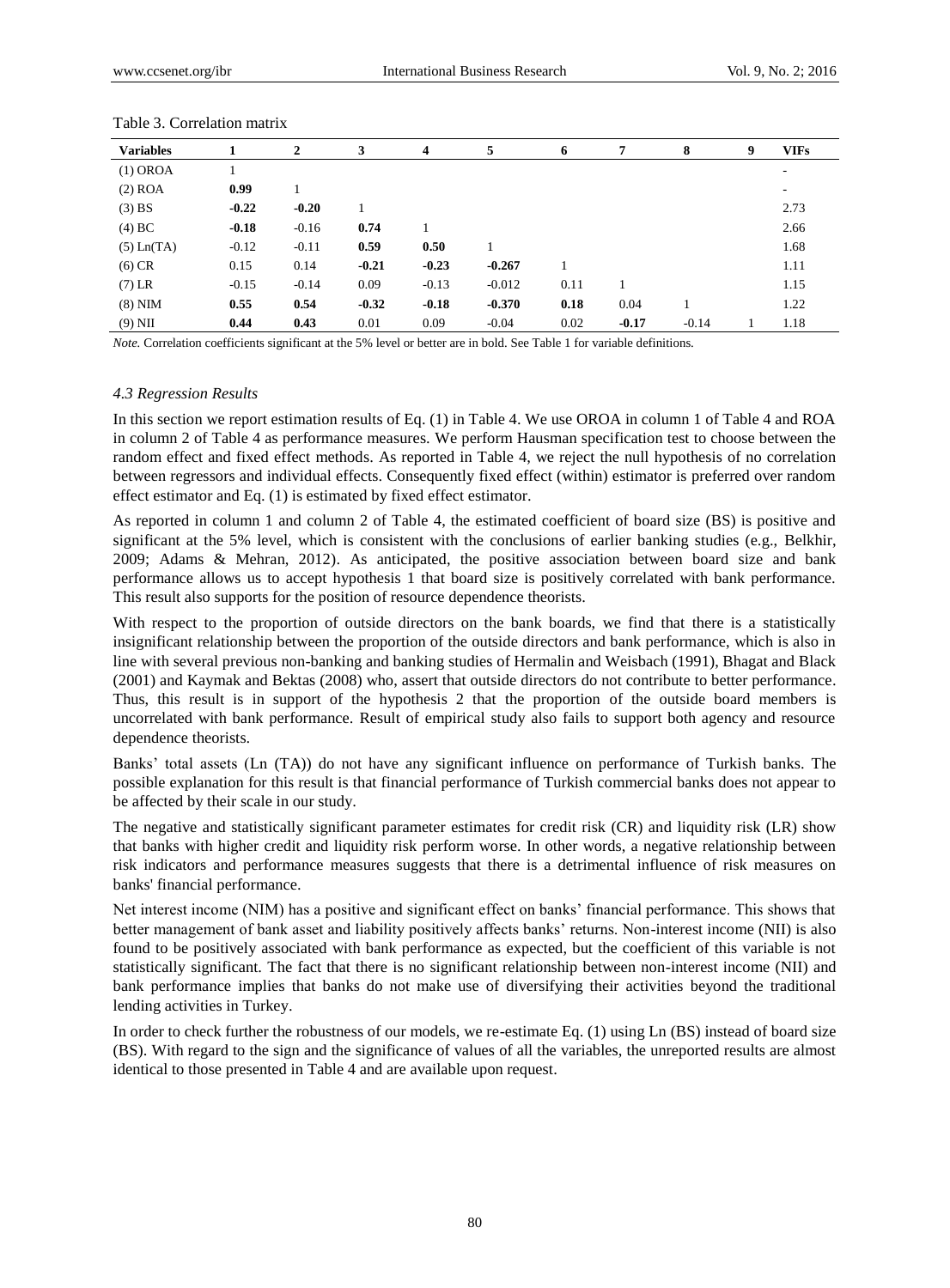Table 3. Correlation matrix

| Variables | 1 | 2 | 3 | 4 | 5 | 6 | 7 | 8 | 9 | VIFs |
|---|---|---|---|---|---|---|---|---|---|---|
| (1) OROA | 1 | | | | | | | | | - |
| (2) ROA | **0.99** | 1 | | | | | | | | - |
| (3) BS | **-0.22** | **-0.20** | 1 | | | | | | | 2.73 |
| (4) BC | **-0.18** | -0.16 | **0.74** | 1 | | | | | | 2.66 |
| (5) Ln(TA) | -0.12 | -0.11 | **0.59** | **0.50** | 1 | | | | | 1.68 |
| (6) CR | 0.15 | 0.14 | **-0.21** | **-0.23** | **-0.267** | 1 | | | | 1.11 |
| (7) LR | -0.15 | -0.14 | 0.09 | -0.13 | -0.012 | 0.11 | 1 | | | 1.15 |
| (8) NIM | **0.55** | **0.54** | **-0.32** | **-0.18** | **-0.370** | **0.18** | 0.04 | 1 | | 1.22 |
| (9) NII | **0.44** | **0.43** | 0.01 | 0.09 | -0.04 | 0.02 | **-0.17** | -0.14 | 1 | 1.18 |

*Note.* Correlation coefficients significant at the 5% level or better are in bold. See Table 1 for variable definitions.

### *4.3 Regression Results*

In this section we report estimation results of Eq. (1) in Table 4. We use OROA in column 1 of Table 4 and ROA in column 2 of Table 4 as performance measures. We perform Hausman specification test to choose between the random effect and fixed effect methods. As reported in Table 4, we reject the null hypothesis of no correlation between regressors and individual effects. Consequently fixed effect (within) estimator is preferred over random effect estimator and Eq. (1) is estimated by fixed effect estimator.

As reported in column 1 and column 2 of Table 4, the estimated coefficient of board size (BS) is positive and significant at the 5% level, which is consistent with the conclusions of earlier banking studies (e.g., Belkhir, 2009; Adams & Mehran, 2012). As anticipated, the positive association between board size and bank performance allows us to accept hypothesis 1 that board size is positively correlated with bank performance. This result also supports for the position of resource dependence theorists.

With respect to the proportion of outside directors on the bank boards, we find that there is a statistically insignificant relationship between the proportion of the outside directors and bank performance, which is also in line with several previous non-banking and banking studies of Hermalin and Weisbach (1991), Bhagat and Black (2001) and Kaymak and Bektas (2008) who, assert that outside directors do not contribute to better performance. Thus, this result is in support of the hypothesis 2 that the proportion of the outside board members is uncorrelated with bank performance. Result of empirical study also fails to support both agency and resource dependence theorists.

Banks' total assets (Ln (TA)) do not have any significant influence on performance of Turkish banks. The possible explanation for this result is that financial performance of Turkish commercial banks does not appear to be affected by their scale in our study.

The negative and statistically significant parameter estimates for credit risk (CR) and liquidity risk (LR) show that banks with higher credit and liquidity risk perform worse. In other words, a negative relationship between risk indicators and performance measures suggests that there is a detrimental influence of risk measures on banks' financial performance.

Net interest income (NIM) has a positive and significant effect on banks' financial performance. This shows that better management of bank asset and liability positively affects banks' returns. Non-interest income (NII) is also found to be positively associated with bank performance as expected, but the coefficient of this variable is not statistically significant. The fact that there is no significant relationship between non-interest income (NII) and bank performance implies that banks do not make use of diversifying their activities beyond the traditional lending activities in Turkey.

In order to check further the robustness of our models, we re-estimate Eq. (1) using Ln (BS) instead of board size (BS). With regard to the sign and the significance of values of all the variables, the unreported results are almost identical to those presented in Table 4 and are available upon request.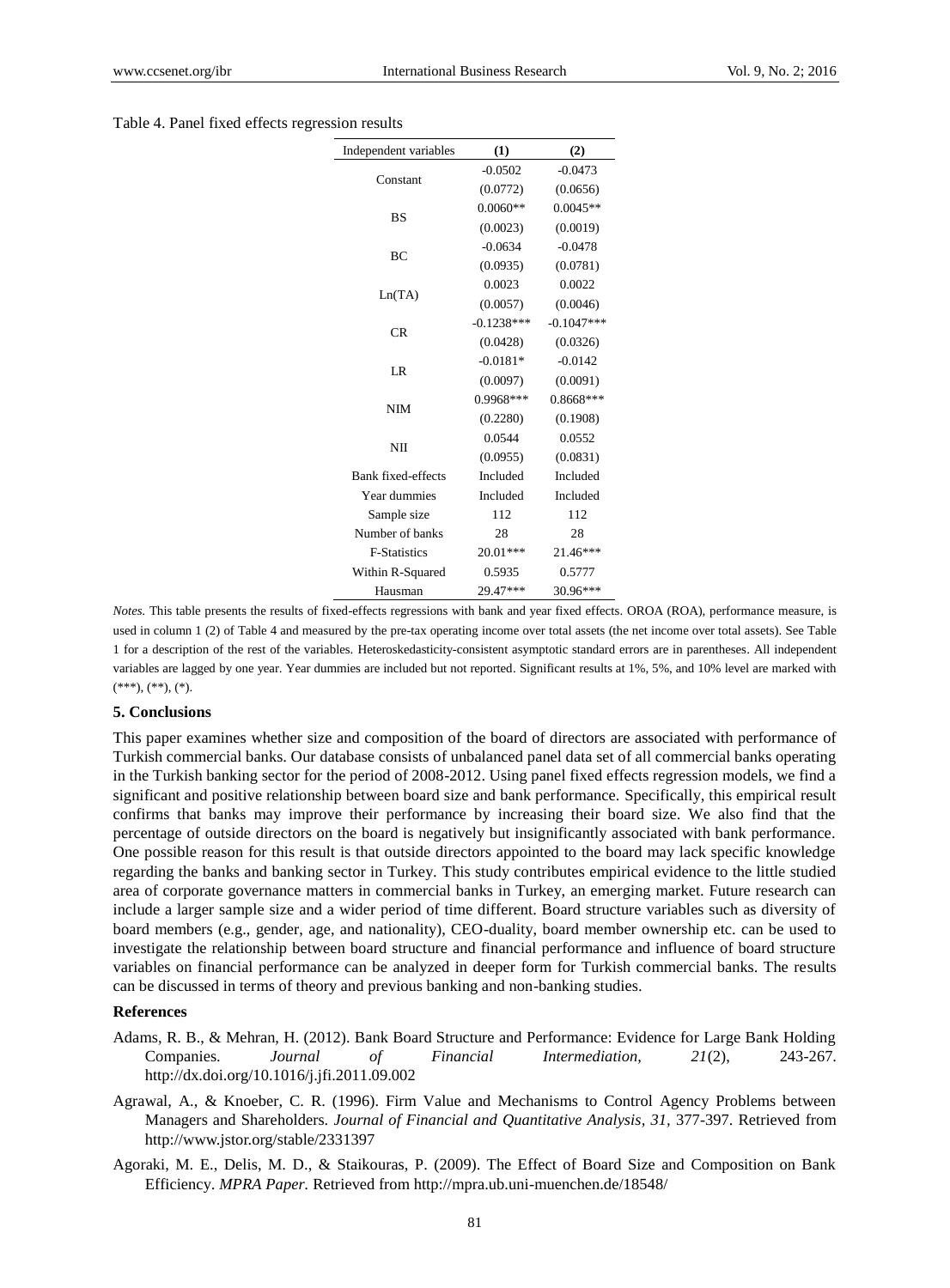Table 4. Panel fixed effects regression results

| Independent variables | (1) | (2) |
|---|---|---|
| Constant | -0.0502 | -0.0473 |
| | (0.0772) | (0.0656) |
| BS | 0.0060** | 0.0045** |
| | (0.0023) | (0.0019) |
| BC | -0.0634 | -0.0478 |
| | (0.0935) | (0.0781) |
| Ln(TA) | 0.0023 | 0.0022 |
| | (0.0057) | (0.0046) |
| CR | -0.1238*** | -0.1047*** |
| | (0.0428) | (0.0326) |
| LR | -0.0181* | -0.0142 |
| | (0.0097) | (0.0091) |
| NIM | 0.9968*** | 0.8668*** |
| | (0.2280) | (0.1908) |
| NII | 0.0544 | 0.0552 |
| | (0.0955) | (0.0831) |
| Bank fixed-effects | Included | Included |
| Year dummies | Included | Included |
| Sample size | 112 | 112 |
| Number of banks | 28 | 28 |
| F-Statistics | 20.01*** | 21.46*** |
| Within R-Squared | 0.5935 | 0.5777 |
| Hausman | 29.47*** | 30.96*** |

*Notes.* This table presents the results of fixed-effects regressions with bank and year fixed effects. OROA (ROA), performance measure, is used in column 1 (2) of Table 4 and measured by the pre-tax operating income over total assets (the net income over total assets). See Table 1 for a description of the rest of the variables. Heteroskedasticity-consistent asymptotic standard errors are in parentheses. All independent variables are lagged by one year. Year dummies are included but not reported. Significant results at 1%, 5%, and 10% level are marked with (***), (**), (*).

## 5. Conclusions

This paper examines whether size and composition of the board of directors are associated with performance of Turkish commercial banks. Our database consists of unbalanced panel data set of all commercial banks operating in the Turkish banking sector for the period of 2008-2012. Using panel fixed effects regression models, we find a significant and positive relationship between board size and bank performance. Specifically, this empirical result confirms that banks may improve their performance by increasing their board size. We also find that the percentage of outside directors on the board is negatively but insignificantly associated with bank performance. One possible reason for this result is that outside directors appointed to the board may lack specific knowledge regarding the banks and banking sector in Turkey. This study contributes empirical evidence to the little studied area of corporate governance matters in commercial banks in Turkey, an emerging market. Future research can include a larger sample size and a wider period of time different. Board structure variables such as diversity of board members (e.g., gender, age, and nationality), CEO-duality, board member ownership etc. can be used to investigate the relationship between board structure and financial performance and influence of board structure variables on financial performance can be analyzed in deeper form for Turkish commercial banks. The results can be discussed in terms of theory and previous banking and non-banking studies.

## References

Adams, R. B., & Mehran, H. (2012). Bank Board Structure and Performance: Evidence for Large Bank Holding Companies. *Journal of Financial Intermediation, 21*(2), 243-267. http://dx.doi.org/10.1016/j.jfi.2011.09.002

Agrawal, A., & Knoeber, C. R. (1996). Firm Value and Mechanisms to Control Agency Problems between Managers and Shareholders. *Journal of Financial and Quantitative Analysis, 31*, 377-397. Retrieved from http://www.jstor.org/stable/2331397

Agoraki, M. E., Delis, M. D., & Staikouras, P. (2009). The Effect of Board Size and Composition on Bank Efficiency. *MPRA Paper.* Retrieved from http://mpra.ub.uni-muenchen.de/18548/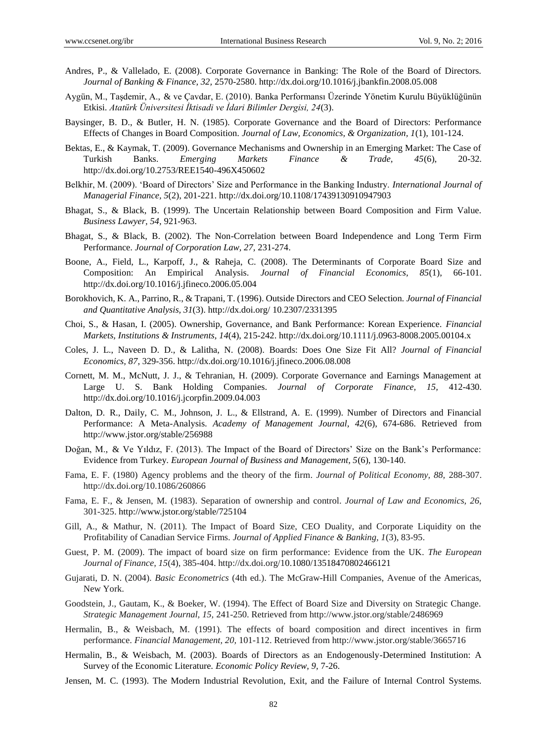Andres, P., & Vallelado, E. (2008). Corporate Governance in Banking: The Role of the Board of Directors. *Journal of Banking & Finance, 32,* 2570-2580. http://dx.doi.org/10.1016/j.jbankfin.2008.05.008

Aygün, M., Taşdemir, A., & ve Çavdar, E. (2010). Banka Performansı Üzerinde Yönetim Kurulu Büyüklüğünün Etkisi. *Atatürk Üniversitesi İktisadi ve İdari Bilimler Dergisi, 24*(3).

Baysinger, B. D., & Butler, H. N. (1985). Corporate Governance and the Board of Directors: Performance Effects of Changes in Board Composition. *Journal of Law, Economics, & Organization, 1*(1), 101-124.

Bektas, E., & Kaymak, T. (2009). Governance Mechanisms and Ownership in an Emerging Market: The Case of Turkish Banks. *Emerging Markets Finance & Trade, 45*(6), 20-32. http://dx.doi.org/10.2753/REE1540-496X450602

Belkhir, M. (2009). 'Board of Directors' Size and Performance in the Banking Industry. *International Journal of Managerial Finance, 5*(2), 201-221. http://dx.doi.org/10.1108/17439130910947903

Bhagat, S., & Black, B. (1999). The Uncertain Relationship between Board Composition and Firm Value. *Business Lawyer, 54,* 921-963.

Bhagat, S., & Black, B. (2002). The Non-Correlation between Board Independence and Long Term Firm Performance. *Journal of Corporation Law, 27,* 231-274.

Boone, A., Field, L., Karpoff, J., & Raheja, C. (2008). The Determinants of Corporate Board Size and Composition: An Empirical Analysis. *Journal of Financial Economics, 85*(1), 66-101. http://dx.doi.org/10.1016/j.jfineco.2006.05.004

Borokhovich, K. A., Parrino, R., & Trapani, T. (1996). Outside Directors and CEO Selection. *Journal of Financial and Quantitative Analysis, 31*(3). http://dx.doi.org/ 10.2307/2331395

Choi, S., & Hasan, I. (2005). Ownership, Governance, and Bank Performance: Korean Experience. *Financial Markets, Institutions & Instruments, 14*(4), 215-242. http://dx.doi.org/10.1111/j.0963-8008.2005.00104.x

Coles, J. L., Naveen D. D., & Lalitha, N. (2008). Boards: Does One Size Fit All? *Journal of Financial Economics, 87,* 329-356. http://dx.doi.org/10.1016/j.jfineco.2006.08.008

Cornett, M. M., McNutt, J. J., & Tehranian, H. (2009). Corporate Governance and Earnings Management at Large U. S. Bank Holding Companies. *Journal of Corporate Finance, 15,* 412-430. http://dx.doi.org/10.1016/j.jcorpfin.2009.04.003

Dalton, D. R., Daily, C. M., Johnson, J. L., & Ellstrand, A. E. (1999). Number of Directors and Financial Performance: A Meta-Analysis. *Academy of Management Journal, 42*(6), 674-686. Retrieved from http://www.jstor.org/stable/256988

Doğan, M., & Ve Yıldız, F. (2013). The Impact of the Board of Directors' Size on the Bank's Performance: Evidence from Turkey. *European Journal of Business and Management, 5*(6), 130-140.

Fama, E. F. (1980) Agency problems and the theory of the firm. *Journal of Political Economy, 88,* 288-307. http://dx.doi.org/10.1086/260866

Fama, E. F., & Jensen, M. (1983). Separation of ownership and control. *Journal of Law and Economics, 26,* 301-325. http://www.jstor.org/stable/725104

Gill, A., & Mathur, N. (2011). The Impact of Board Size, CEO Duality, and Corporate Liquidity on the Profitability of Canadian Service Firms. *Journal of Applied Finance & Banking, 1*(3), 83-95.

Guest, P. M. (2009). The impact of board size on firm performance: Evidence from the UK. *The European Journal of Finance, 15*(4), 385-404. http://dx.doi.org/10.1080/13518470802466121

Gujarati, D. N. (2004). *Basic Econometrics* (4th ed.). The McGraw-Hill Companies, Avenue of the Americas, New York.

Goodstein, J., Gautam, K., & Boeker, W. (1994). The Effect of Board Size and Diversity on Strategic Change. *Strategic Management Journal, 15,* 241-250. Retrieved from http://www.jstor.org/stable/2486969

Hermalin, B., & Weisbach, M. (1991). The effects of board composition and direct incentives in firm performance. *Financial Management, 20,* 101-112. Retrieved from http://www.jstor.org/stable/3665716

Hermalin, B., & Weisbach, M. (2003). Boards of Directors as an Endogenously-Determined Institution: A Survey of the Economic Literature. *Economic Policy Review, 9,* 7-26.

Jensen, M. C. (1993). The Modern Industrial Revolution, Exit, and the Failure of Internal Control Systems.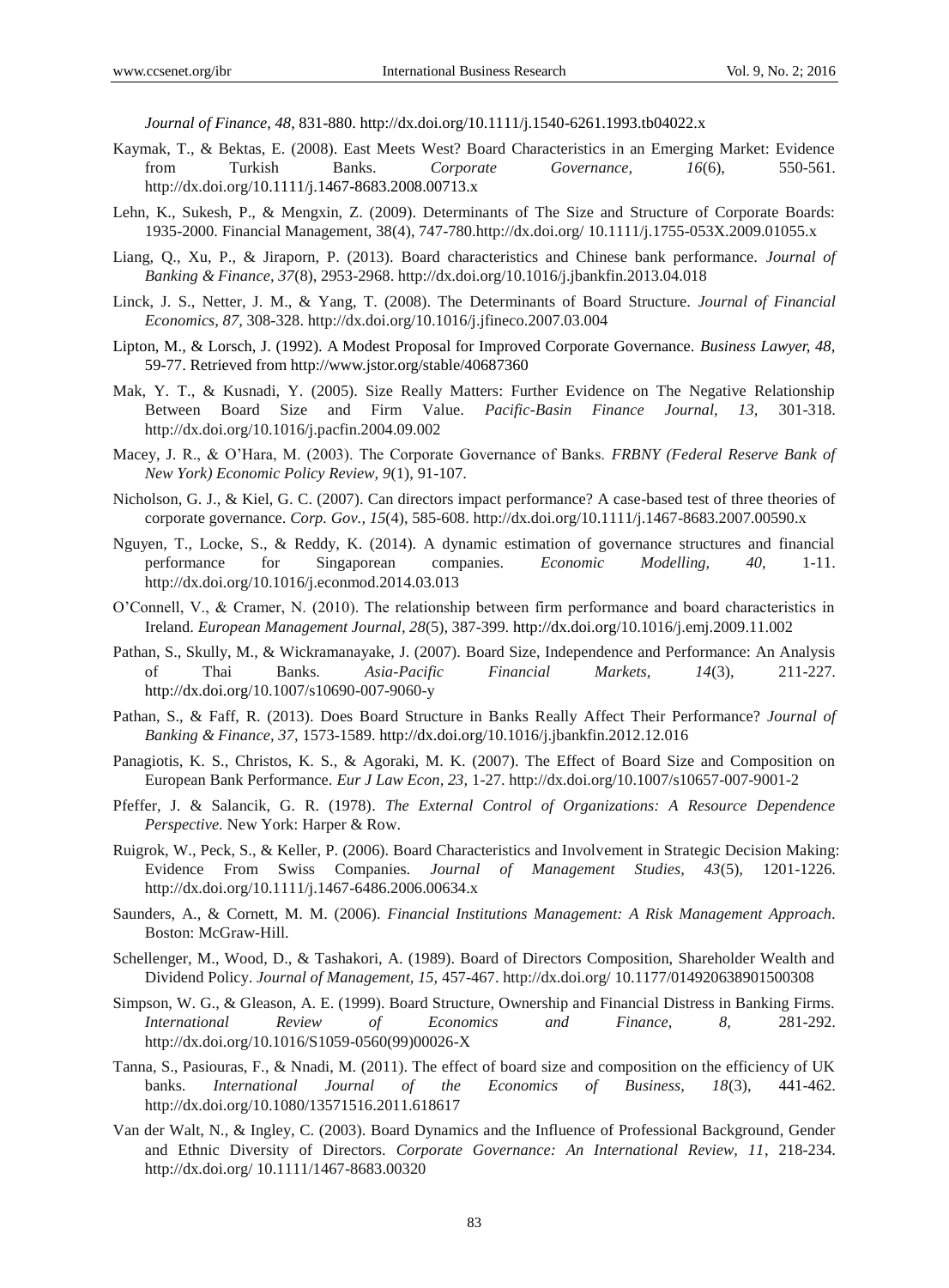*Journal of Finance, 48,* 831-880. http://dx.doi.org/10.1111/j.1540-6261.1993.tb04022.x

Kaymak, T., & Bektas, E. (2008). East Meets West? Board Characteristics in an Emerging Market: Evidence from Turkish Banks. *Corporate Governance, 16*(6), 550-561. http://dx.doi.org/10.1111/j.1467-8683.2008.00713.x

Lehn, K., Sukesh, P., & Mengxin, Z. (2009). Determinants of The Size and Structure of Corporate Boards: 1935-2000. Financial Management, 38(4), 747-780.http://dx.doi.org/ 10.1111/j.1755-053X.2009.01055.x

Liang, Q., Xu, P., & Jiraporn, P. (2013). Board characteristics and Chinese bank performance. *Journal of Banking & Finance, 37*(8), 2953-2968. http://dx.doi.org/10.1016/j.jbankfin.2013.04.018

Linck, J. S., Netter, J. M., & Yang, T. (2008). The Determinants of Board Structure. *Journal of Financial Economics, 87,* 308-328. http://dx.doi.org/10.1016/j.jfineco.2007.03.004

Lipton, M., & Lorsch, J. (1992). A Modest Proposal for Improved Corporate Governance. *Business Lawyer, 48,* 59-77. Retrieved from http://www.jstor.org/stable/40687360

Mak, Y. T., & Kusnadi, Y. (2005). Size Really Matters: Further Evidence on The Negative Relationship Between Board Size and Firm Value. *Pacific-Basin Finance Journal, 13,* 301-318. http://dx.doi.org/10.1016/j.pacfin.2004.09.002

Macey, J. R., & O'Hara, M. (2003). The Corporate Governance of Banks. *FRBNY (Federal Reserve Bank of New York) Economic Policy Review, 9*(1), 91-107.

Nicholson, G. J., & Kiel, G. C. (2007). Can directors impact performance? A case-based test of three theories of corporate governance. *Corp. Gov., 15*(4), 585-608. http://dx.doi.org/10.1111/j.1467-8683.2007.00590.x

Nguyen, T., Locke, S., & Reddy, K. (2014). A dynamic estimation of governance structures and financial performance for Singaporean companies. *Economic Modelling, 40,* 1-11. http://dx.doi.org/10.1016/j.econmod.2014.03.013

O'Connell, V., & Cramer, N. (2010). The relationship between firm performance and board characteristics in Ireland. *European Management Journal, 28*(5), 387-399. http://dx.doi.org/10.1016/j.emj.2009.11.002

Pathan, S., Skully, M., & Wickramanayake, J. (2007). Board Size, Independence and Performance: An Analysis of Thai Banks. *Asia-Pacific Financial Markets, 14*(3), 211-227. http://dx.doi.org/10.1007/s10690-007-9060-y

Pathan, S., & Faff, R. (2013). Does Board Structure in Banks Really Affect Their Performance? *Journal of Banking & Finance, 37,* 1573-1589. http://dx.doi.org/10.1016/j.jbankfin.2012.12.016

Panagiotis, K. S., Christos, K. S., & Agoraki, M. K. (2007). The Effect of Board Size and Composition on European Bank Performance. *Eur J Law Econ, 23,* 1-27. http://dx.doi.org/10.1007/s10657-007-9001-2

Pfeffer, J. & Salancik, G. R. (1978). *The External Control of Organizations: A Resource Dependence Perspective.* New York: Harper & Row.

Ruigrok, W., Peck, S., & Keller, P. (2006). Board Characteristics and Involvement in Strategic Decision Making: Evidence From Swiss Companies. *Journal of Management Studies, 43*(5), 1201-1226. http://dx.doi.org/10.1111/j.1467-6486.2006.00634.x

Saunders, A., & Cornett, M. M. (2006). *Financial Institutions Management: A Risk Management Approach*. Boston: McGraw-Hill.

Schellenger, M., Wood, D., & Tashakori, A. (1989). Board of Directors Composition, Shareholder Wealth and Dividend Policy. *Journal of Management, 15,* 457-467. http://dx.doi.org/ 10.1177/014920638901500308

Simpson, W. G., & Gleason, A. E. (1999). Board Structure, Ownership and Financial Distress in Banking Firms. *International Review of Economics and Finance, 8,* 281-292. http://dx.doi.org/10.1016/S1059-0560(99)00026-X

Tanna, S., Pasiouras, F., & Nnadi, M. (2011). The effect of board size and composition on the efficiency of UK banks. *International Journal of the Economics of Business, 18*(3), 441-462. http://dx.doi.org/10.1080/13571516.2011.618617

Van der Walt, N., & Ingley, C. (2003). Board Dynamics and the Influence of Professional Background, Gender and Ethnic Diversity of Directors. *Corporate Governance: An International Review, 11*, 218-234. http://dx.doi.org/ 10.1111/1467-8683.00320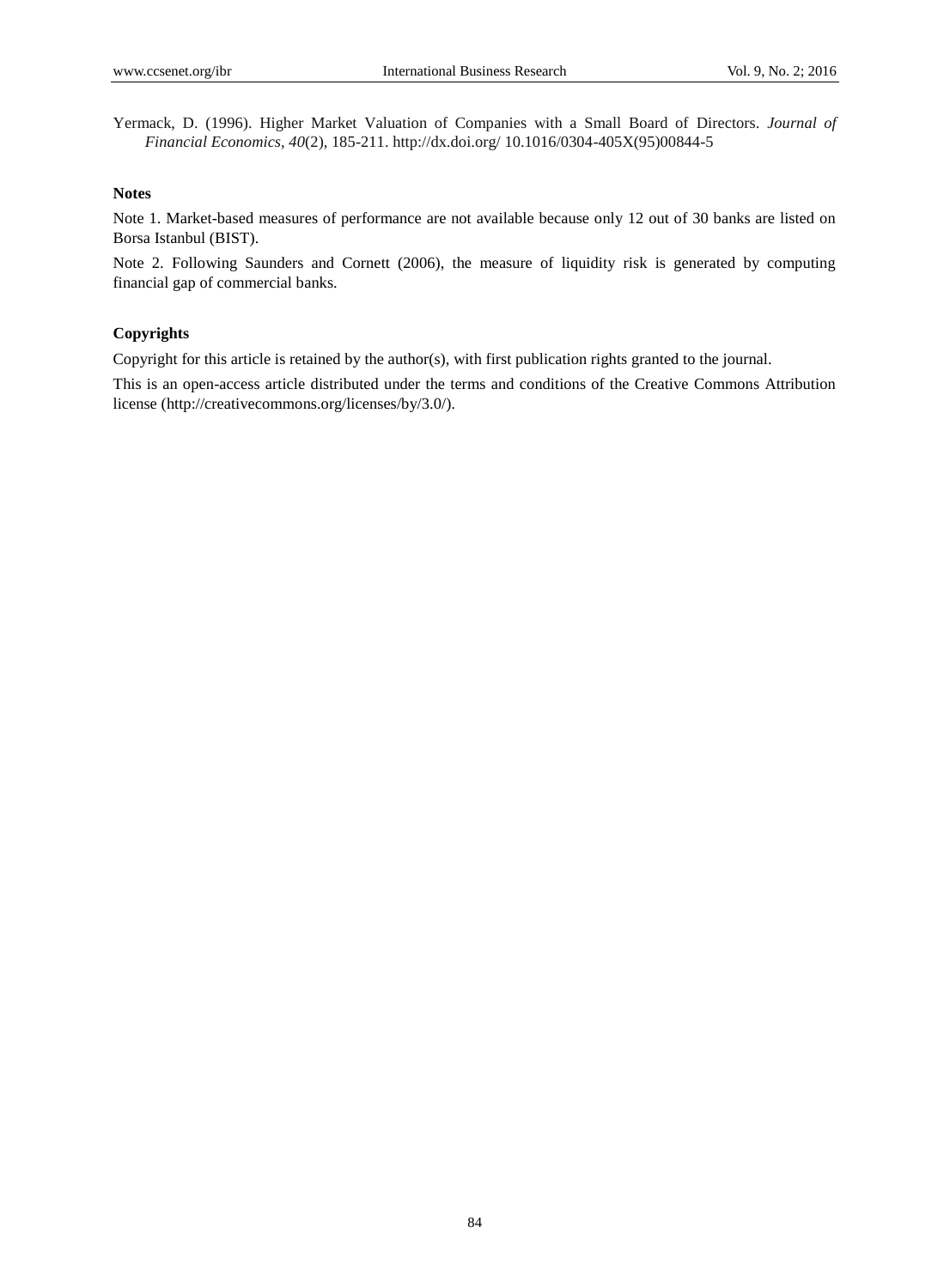Yermack, D. (1996). Higher Market Valuation of Companies with a Small Board of Directors. *Journal of Financial Economics*, *40*(2), 185-211. http://dx.doi.org/ 10.1016/0304-405X(95)00844-5

**Notes**

Note 1. Market-based measures of performance are not available because only 12 out of 30 banks are listed on Borsa Istanbul (BIST).

Note 2. Following Saunders and Cornett (2006), the measure of liquidity risk is generated by computing financial gap of commercial banks.

**Copyrights**

Copyright for this article is retained by the author(s), with first publication rights granted to the journal.

This is an open-access article distributed under the terms and conditions of the Creative Commons Attribution license (http://creativecommons.org/licenses/by/3.0/).